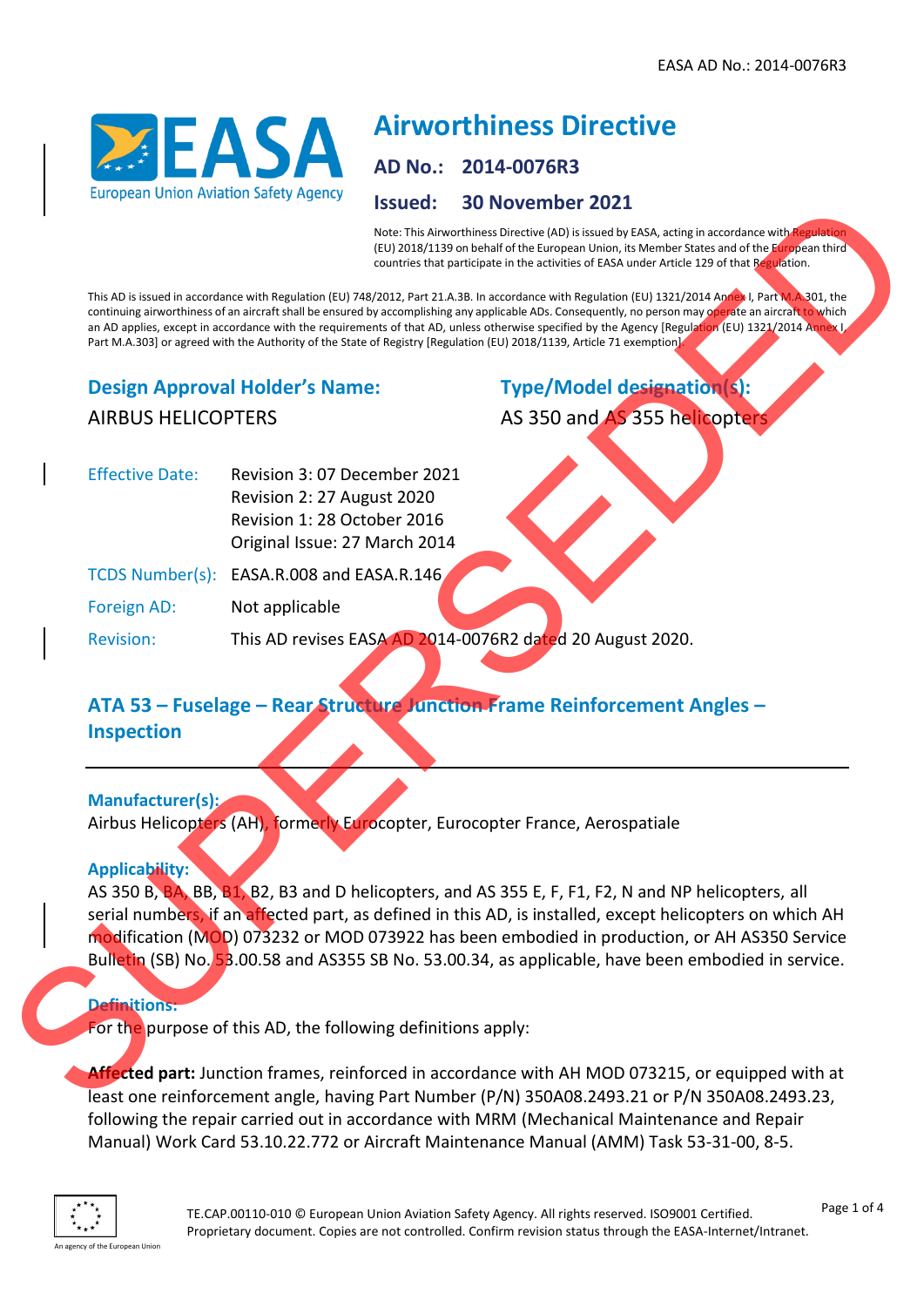# Airworthiness Directive

**AD No.: 2014-0076R3**

**Issued: 30 November 2021**

Note: This Airworthiness Directive (AD) is issued by EASA, acting in accordance with Regulation (EU) 2018/1139 on behalf of the European Union, its Member States and of the European third countries that participate in the activities of EASA under Article 129 of that Regulation.

This AD is issued in accordance with Regulation (EU) 748/2012, Part 21.A.3B. In accordance with Regulation (EU) 1321/2014 Annex I, Part M.A.301, the continuing airworthiness of an aircraft shall be ensured by accomplishing any applicable ADs. Consequently, no person may operate an aircraft to which an AD applies, except in accordance with the requirements of that AD, unless otherwise specified by the Agency [Regulation (EU) 1321/2014 Annex I, Part M.A.303] or agreed with the Authority of the State of Registry [Regulation (EU) 2018/1139, Article 71 exemption].

## Design Approval Holder's Name:

AIRBUS HELICOPTERS

## Type/Model designation(s):

AS 350 and AS 355 helicopters

| | |
|---|---|
| Effective Date: | Revision 3: 07 December 2021<br>Revision 2: 27 August 2020<br>Revision 1: 28 October 2016<br>Original Issue: 27 March 2014 |
| TCDS Number(s): | EASA.R.008 and EASA.R.146 |
| Foreign AD: | Not applicable |
| Revision: | This AD revises EASA AD 2014-0076R2 dated 20 August 2020. |

## ATA 53 – Fuselage – Rear Structure Junction Frame Reinforcement Angles – Inspection

### Manufacturer(s):

Airbus Helicopters (AH), formerly Eurocopter, Eurocopter France, Aerospatiale

### Applicability:

AS 350 B, BA, BB, B1, B2, B3 and D helicopters, and AS 355 E, F, F1, F2, N and NP helicopters, all serial numbers, if an affected part, as defined in this AD, is installed, except helicopters on which AH modification (MOD) 073232 or MOD 073922 has been embodied in production, or AH AS350 Service Bulletin (SB) No. 53.00.58 and AS355 SB No. 53.00.34, as applicable, have been embodied in service.

### Definitions:

For the purpose of this AD, the following definitions apply:

**Affected part:** Junction frames, reinforced in accordance with AH MOD 073215, or equipped with at least one reinforcement angle, having Part Number (P/N) 350A08.2493.21 or P/N 350A08.2493.23, following the repair carried out in accordance with MRM (Mechanical Maintenance and Repair Manual) Work Card 53.10.22.772 or Aircraft Maintenance Manual (AMM) Task 53-31-00, 8-5.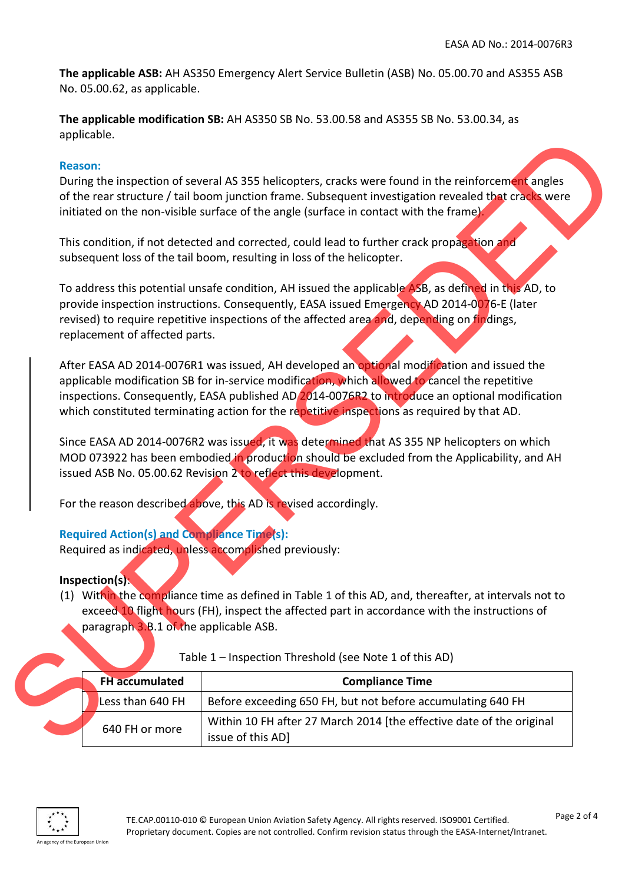**The applicable ASB:** AH AS350 Emergency Alert Service Bulletin (ASB) No. 05.00.70 and AS355 ASB No. 05.00.62, as applicable.

**The applicable modification SB:** AH AS350 SB No. 53.00.58 and AS355 SB No. 53.00.34, as applicable.

### Reason:

During the inspection of several AS 355 helicopters, cracks were found in the reinforcement angles of the rear structure / tail boom junction frame. Subsequent investigation revealed that cracks were initiated on the non-visible surface of the angle (surface in contact with the frame).

This condition, if not detected and corrected, could lead to further crack propagation and subsequent loss of the tail boom, resulting in loss of the helicopter.

To address this potential unsafe condition, AH issued the applicable ASB, as defined in this AD, to provide inspection instructions. Consequently, EASA issued Emergency AD 2014-0076-E (later revised) to require repetitive inspections of the affected area and, depending on findings, replacement of affected parts.

After EASA AD 2014-0076R1 was issued, AH developed an optional modification and issued the applicable modification SB for in-service modification, which allowed to cancel the repetitive inspections. Consequently, EASA published AD 2014-0076R2 to introduce an optional modification which constituted terminating action for the repetitive inspections as required by that AD.

Since EASA AD 2014-0076R2 was issued, it was determined that AS 355 NP helicopters on which MOD 073922 has been embodied in production should be excluded from the Applicability, and AH issued ASB No. 05.00.62 Revision 2 to reflect this development.

For the reason described above, this AD is revised accordingly.

### Required Action(s) and Compliance Time(s):

Required as indicated, unless accomplished previously:

**Inspection(s):**

(1) Within the compliance time as defined in Table 1 of this AD, and, thereafter, at intervals not to exceed 10 flight hours (FH), inspect the affected part in accordance with the instructions of paragraph 3.B.1 of the applicable ASB.

Table 1 – Inspection Threshold (see Note 1 of this AD)

| FH accumulated | Compliance Time |
|---|---|
| Less than 640 FH | Before exceeding 650 FH, but not before accumulating 640 FH |
| 640 FH or more | Within 10 FH after 27 March 2014 [the effective date of the original issue of this AD] |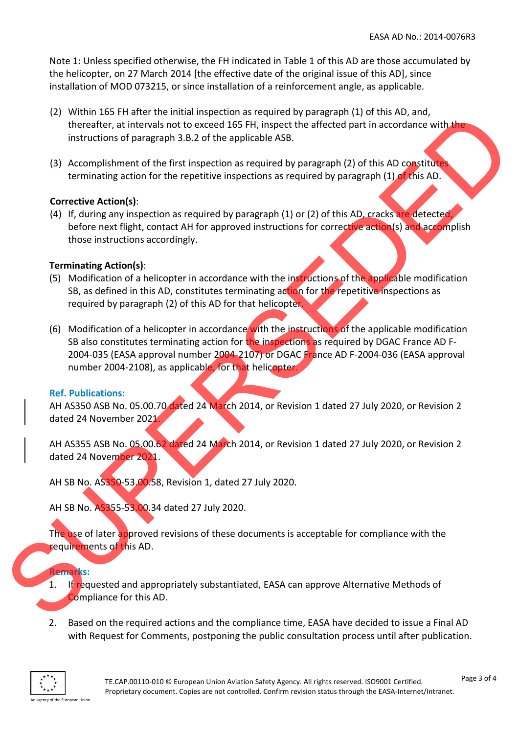Note 1: Unless specified otherwise, the FH indicated in Table 1 of this AD are those accumulated by the helicopter, on 27 March 2014 [the effective date of the original issue of this AD], since installation of MOD 073215, or since installation of a reinforcement angle, as applicable.

(2) Within 165 FH after the initial inspection as required by paragraph (1) of this AD, and, thereafter, at intervals not to exceed 165 FH, inspect the affected part in accordance with the instructions of paragraph 3.B.2 of the applicable ASB.

(3) Accomplishment of the first inspection as required by paragraph (2) of this AD constitutes terminating action for the repetitive inspections as required by paragraph (1) of this AD.

**Corrective Action(s)**:

(4) If, during any inspection as required by paragraph (1) or (2) of this AD, cracks are detected, before next flight, contact AH for approved instructions for corrective action(s) and accomplish those instructions accordingly.

**Terminating Action(s)**:

(5) Modification of a helicopter in accordance with the instructions of the applicable modification SB, as defined in this AD, constitutes terminating action for the repetitive inspections as required by paragraph (2) of this AD for that helicopter.

(6) Modification of a helicopter in accordance with the instructions of the applicable modification SB also constitutes terminating action for the inspections as required by DGAC France AD F-2004-035 (EASA approval number 2004-2107) or DGAC France AD F-2004-036 (EASA approval number 2004-2108), as applicable, for that helicopter.

**Ref. Publications:**

AH AS350 ASB No. 05.00.70 dated 24 March 2014, or Revision 1 dated 27 July 2020, or Revision 2 dated 24 November 2021.

AH AS355 ASB No. 05.00.62 dated 24 March 2014, or Revision 1 dated 27 July 2020, or Revision 2 dated 24 November 2021.

AH SB No. AS350-53.00.58, Revision 1, dated 27 July 2020.

AH SB No. AS355-53.00.34 dated 27 July 2020.

The use of later approved revisions of these documents is acceptable for compliance with the requirements of this AD.

**Remarks:**

1. If requested and appropriately substantiated, EASA can approve Alternative Methods of Compliance for this AD.

2. Based on the required actions and the compliance time, EASA have decided to issue a Final AD with Request for Comments, postponing the public consultation process until after publication.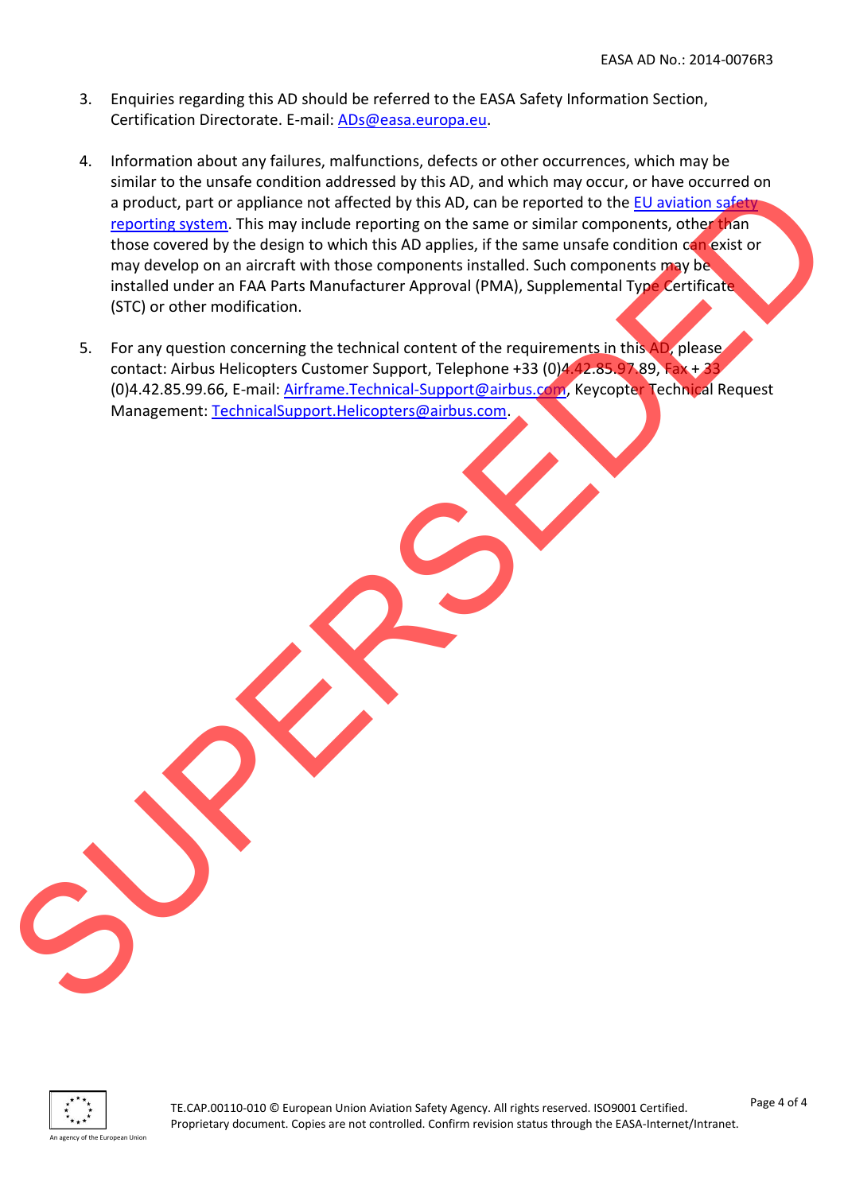3. Enquiries regarding this AD should be referred to the EASA Safety Information Section, Certification Directorate. E-mail: ADs@easa.europa.eu.

4. Information about any failures, malfunctions, defects or other occurrences, which may be similar to the unsafe condition addressed by this AD, and which may occur, or have occurred on a product, part or appliance not affected by this AD, can be reported to the EU aviation safety reporting system. This may include reporting on the same or similar components, other than those covered by the design to which this AD applies, if the same unsafe condition can exist or may develop on an aircraft with those components installed. Such components may be installed under an FAA Parts Manufacturer Approval (PMA), Supplemental Type Certificate (STC) or other modification.

5. For any question concerning the technical content of the requirements in this AD, please contact: Airbus Helicopters Customer Support, Telephone +33 (0)4.42.85.97.89, Fax + 33 (0)4.42.85.99.66, E-mail: Airframe.Technical-Support@airbus.com, Keycopter Technical Request Management: TechnicalSupport.Helicopters@airbus.com.

SUPERSEDED